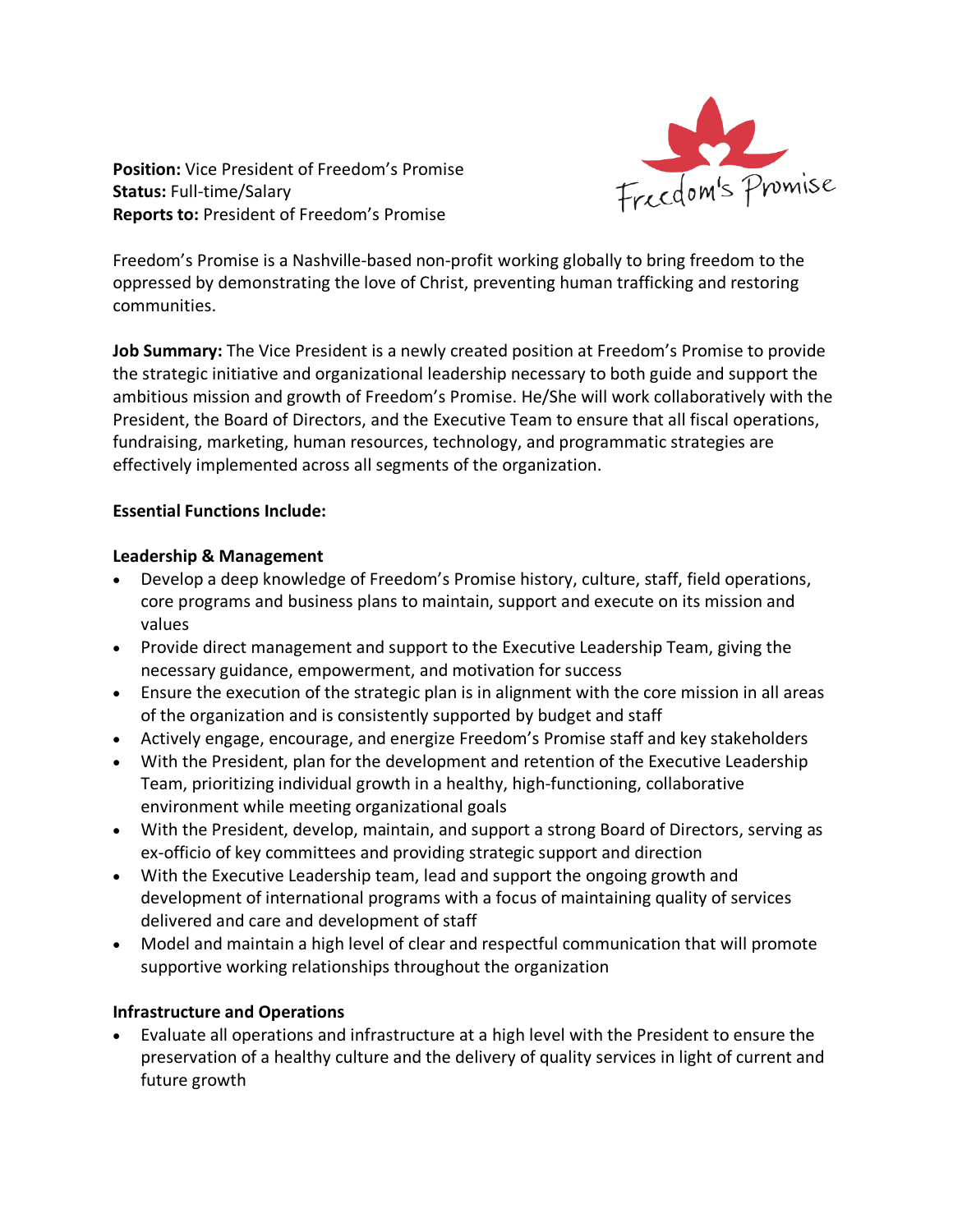**Position:** Vice President of Freedom's Promise
**Status:** Full-time/Salary
**Reports to:** President of Freedom's Promise

Freedom's Promise is a Nashville-based non-profit working globally to bring freedom to the oppressed by demonstrating the love of Christ, preventing human trafficking and restoring communities.

**Job Summary:** The Vice President is a newly created position at Freedom's Promise to provide the strategic initiative and organizational leadership necessary to both guide and support the ambitious mission and growth of Freedom's Promise. He/She will work collaboratively with the President, the Board of Directors, and the Executive Team to ensure that all fiscal operations, fundraising, marketing, human resources, technology, and programmatic strategies are effectively implemented across all segments of the organization.

**Essential Functions Include:**

**Leadership & Management**

- Develop a deep knowledge of Freedom's Promise history, culture, staff, field operations, core programs and business plans to maintain, support and execute on its mission and values
- Provide direct management and support to the Executive Leadership Team, giving the necessary guidance, empowerment, and motivation for success
- Ensure the execution of the strategic plan is in alignment with the core mission in all areas of the organization and is consistently supported by budget and staff
- Actively engage, encourage, and energize Freedom's Promise staff and key stakeholders
- With the President, plan for the development and retention of the Executive Leadership Team, prioritizing individual growth in a healthy, high-functioning, collaborative environment while meeting organizational goals
- With the President, develop, maintain, and support a strong Board of Directors, serving as ex-officio of key committees and providing strategic support and direction
- With the Executive Leadership team, lead and support the ongoing growth and development of international programs with a focus of maintaining quality of services delivered and care and development of staff
- Model and maintain a high level of clear and respectful communication that will promote supportive working relationships throughout the organization

**Infrastructure and Operations**

- Evaluate all operations and infrastructure at a high level with the President to ensure the preservation of a healthy culture and the delivery of quality services in light of current and future growth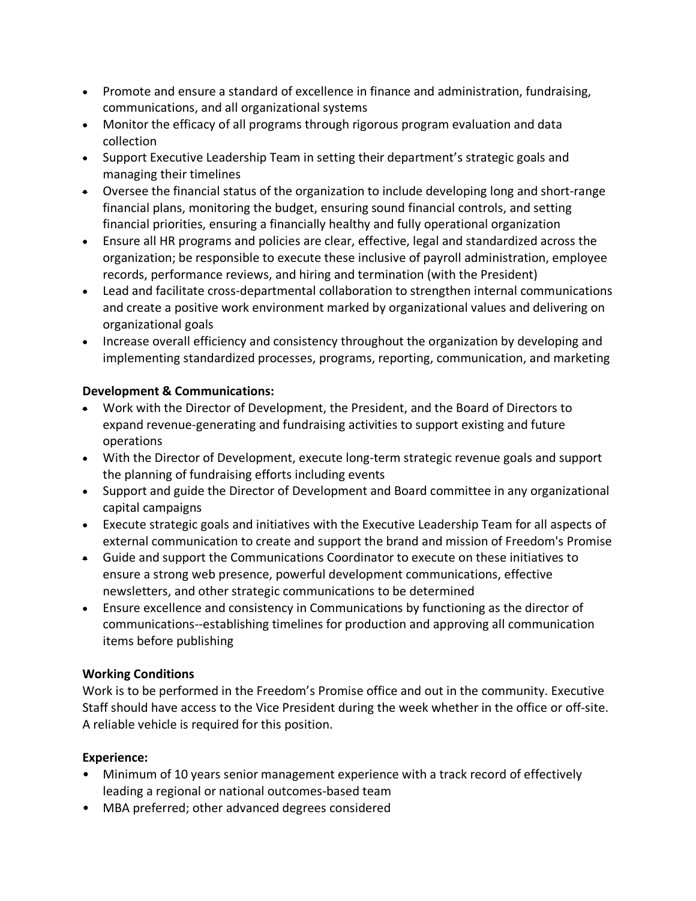- Promote and ensure a standard of excellence in finance and administration, fundraising, communications, and all organizational systems
- Monitor the efficacy of all programs through rigorous program evaluation and data collection
- Support Executive Leadership Team in setting their department's strategic goals and managing their timelines
- Oversee the financial status of the organization to include developing long and short-range financial plans, monitoring the budget, ensuring sound financial controls, and setting financial priorities, ensuring a financially healthy and fully operational organization
- Ensure all HR programs and policies are clear, effective, legal and standardized across the organization; be responsible to execute these inclusive of payroll administration, employee records, performance reviews, and hiring and termination (with the President)
- Lead and facilitate cross-departmental collaboration to strengthen internal communications and create a positive work environment marked by organizational values and delivering on organizational goals
- Increase overall efficiency and consistency throughout the organization by developing and implementing standardized processes, programs, reporting, communication, and marketing

**Development & Communications:**

- Work with the Director of Development, the President, and the Board of Directors to expand revenue-generating and fundraising activities to support existing and future operations
- With the Director of Development, execute long-term strategic revenue goals and support the planning of fundraising efforts including events
- Support and guide the Director of Development and Board committee in any organizational capital campaigns
- Execute strategic goals and initiatives with the Executive Leadership Team for all aspects of external communication to create and support the brand and mission of Freedom's Promise
- Guide and support the Communications Coordinator to execute on these initiatives to ensure a strong web presence, powerful development communications, effective newsletters, and other strategic communications to be determined
- Ensure excellence and consistency in Communications by functioning as the director of communications--establishing timelines for production and approving all communication items before publishing

**Working Conditions**

Work is to be performed in the Freedom's Promise office and out in the community. Executive Staff should have access to the Vice President during the week whether in the office or off-site. A reliable vehicle is required for this position.

**Experience:**

- Minimum of 10 years senior management experience with a track record of effectively leading a regional or national outcomes-based team
- MBA preferred; other advanced degrees considered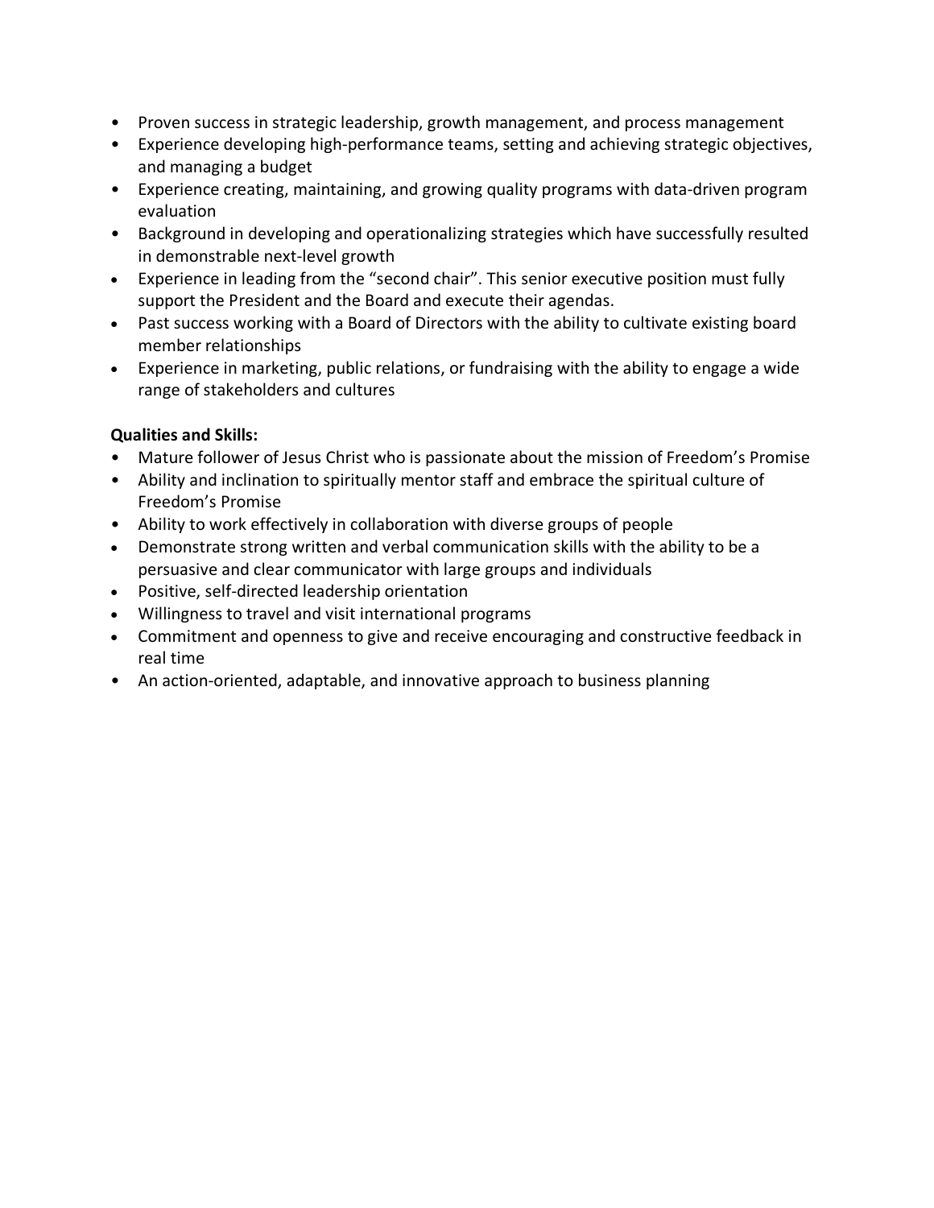- Proven success in strategic leadership, growth management, and process management
- Experience developing high-performance teams, setting and achieving strategic objectives, and managing a budget
- Experience creating, maintaining, and growing quality programs with data-driven program evaluation
- Background in developing and operationalizing strategies which have successfully resulted in demonstrable next-level growth
- Experience in leading from the "second chair". This senior executive position must fully support the President and the Board and execute their agendas.
- Past success working with a Board of Directors with the ability to cultivate existing board member relationships
- Experience in marketing, public relations, or fundraising with the ability to engage a wide range of stakeholders and cultures

**Qualities and Skills:**

- Mature follower of Jesus Christ who is passionate about the mission of Freedom's Promise
- Ability and inclination to spiritually mentor staff and embrace the spiritual culture of Freedom's Promise
- Ability to work effectively in collaboration with diverse groups of people
- Demonstrate strong written and verbal communication skills with the ability to be a persuasive and clear communicator with large groups and individuals
- Positive, self-directed leadership orientation
- Willingness to travel and visit international programs
- Commitment and openness to give and receive encouraging and constructive feedback in real time
- An action-oriented, adaptable, and innovative approach to business planning